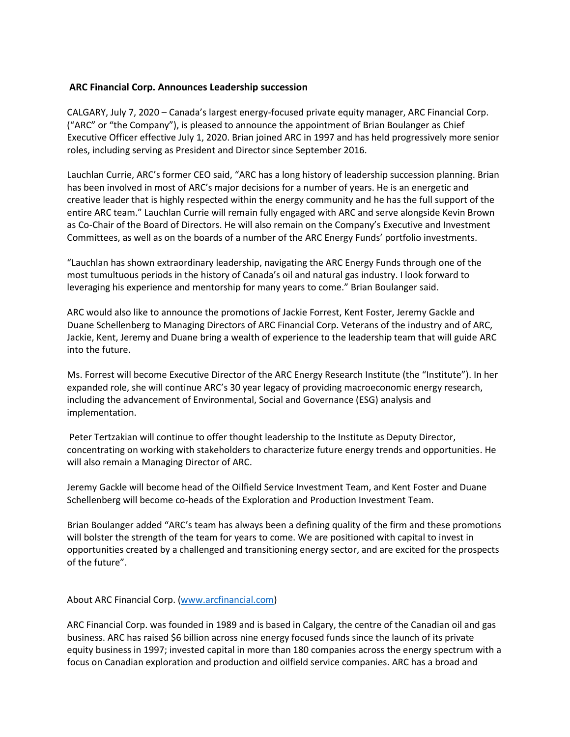**ARC Financial Corp. Announces Leadership succession**

CALGARY, July 7, 2020 – Canada's largest energy-focused private equity manager, ARC Financial Corp. ("ARC" or "the Company"), is pleased to announce the appointment of Brian Boulanger as Chief Executive Officer effective July 1, 2020. Brian joined ARC in 1997 and has held progressively more senior roles, including serving as President and Director since September 2016.

Lauchlan Currie, ARC's former CEO said, "ARC has a long history of leadership succession planning. Brian has been involved in most of ARC's major decisions for a number of years. He is an energetic and creative leader that is highly respected within the energy community and he has the full support of the entire ARC team." Lauchlan Currie will remain fully engaged with ARC and serve alongside Kevin Brown as Co-Chair of the Board of Directors. He will also remain on the Company's Executive and Investment Committees, as well as on the boards of a number of the ARC Energy Funds' portfolio investments.

"Lauchlan has shown extraordinary leadership, navigating the ARC Energy Funds through one of the most tumultuous periods in the history of Canada's oil and natural gas industry. I look forward to leveraging his experience and mentorship for many years to come." Brian Boulanger said.

ARC would also like to announce the promotions of Jackie Forrest, Kent Foster, Jeremy Gackle and Duane Schellenberg to Managing Directors of ARC Financial Corp. Veterans of the industry and of ARC, Jackie, Kent, Jeremy and Duane bring a wealth of experience to the leadership team that will guide ARC into the future.

Ms. Forrest will become Executive Director of the ARC Energy Research Institute (the "Institute"). In her expanded role, she will continue ARC's 30 year legacy of providing macroeconomic energy research, including the advancement of Environmental, Social and Governance (ESG) analysis and implementation.

Peter Tertzakian will continue to offer thought leadership to the Institute as Deputy Director, concentrating on working with stakeholders to characterize future energy trends and opportunities. He will also remain a Managing Director of ARC.

Jeremy Gackle will become head of the Oilfield Service Investment Team, and Kent Foster and Duane Schellenberg will become co-heads of the Exploration and Production Investment Team.

Brian Boulanger added "ARC's team has always been a defining quality of the firm and these promotions will bolster the strength of the team for years to come. We are positioned with capital to invest in opportunities created by a challenged and transitioning energy sector, and are excited for the prospects of the future".

About ARC Financial Corp. ([www.arcfinancial.com](http://www.arcfinancial.com))

ARC Financial Corp. was founded in 1989 and is based in Calgary, the centre of the Canadian oil and gas business. ARC has raised $6 billion across nine energy focused funds since the launch of its private equity business in 1997; invested capital in more than 180 companies across the energy spectrum with a focus on Canadian exploration and production and oilfield service companies. ARC has a broad and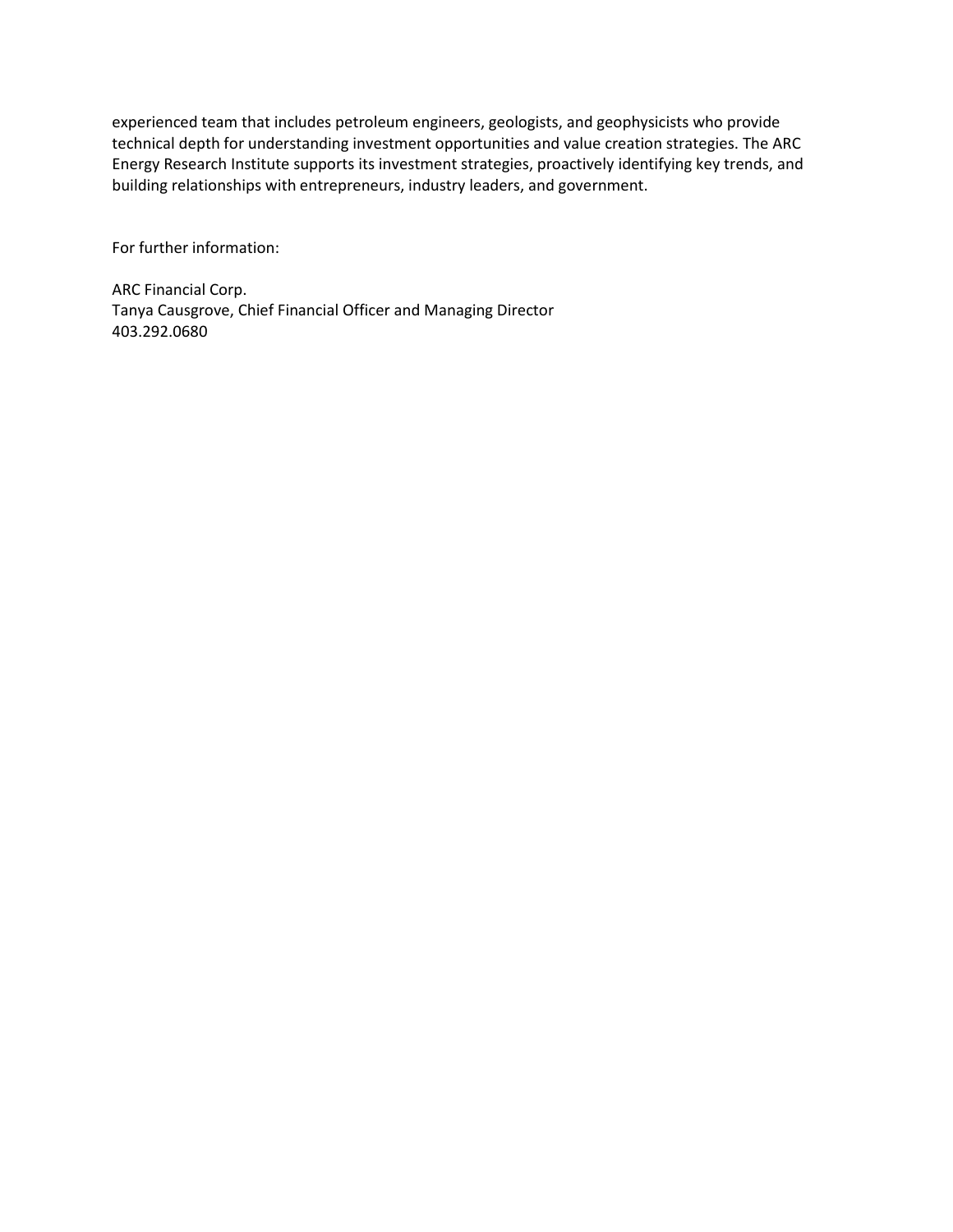experienced team that includes petroleum engineers, geologists, and geophysicists who provide technical depth for understanding investment opportunities and value creation strategies. The ARC Energy Research Institute supports its investment strategies, proactively identifying key trends, and building relationships with entrepreneurs, industry leaders, and government.

For further information:

ARC Financial Corp.
Tanya Causgrove, Chief Financial Officer and Managing Director
403.292.0680